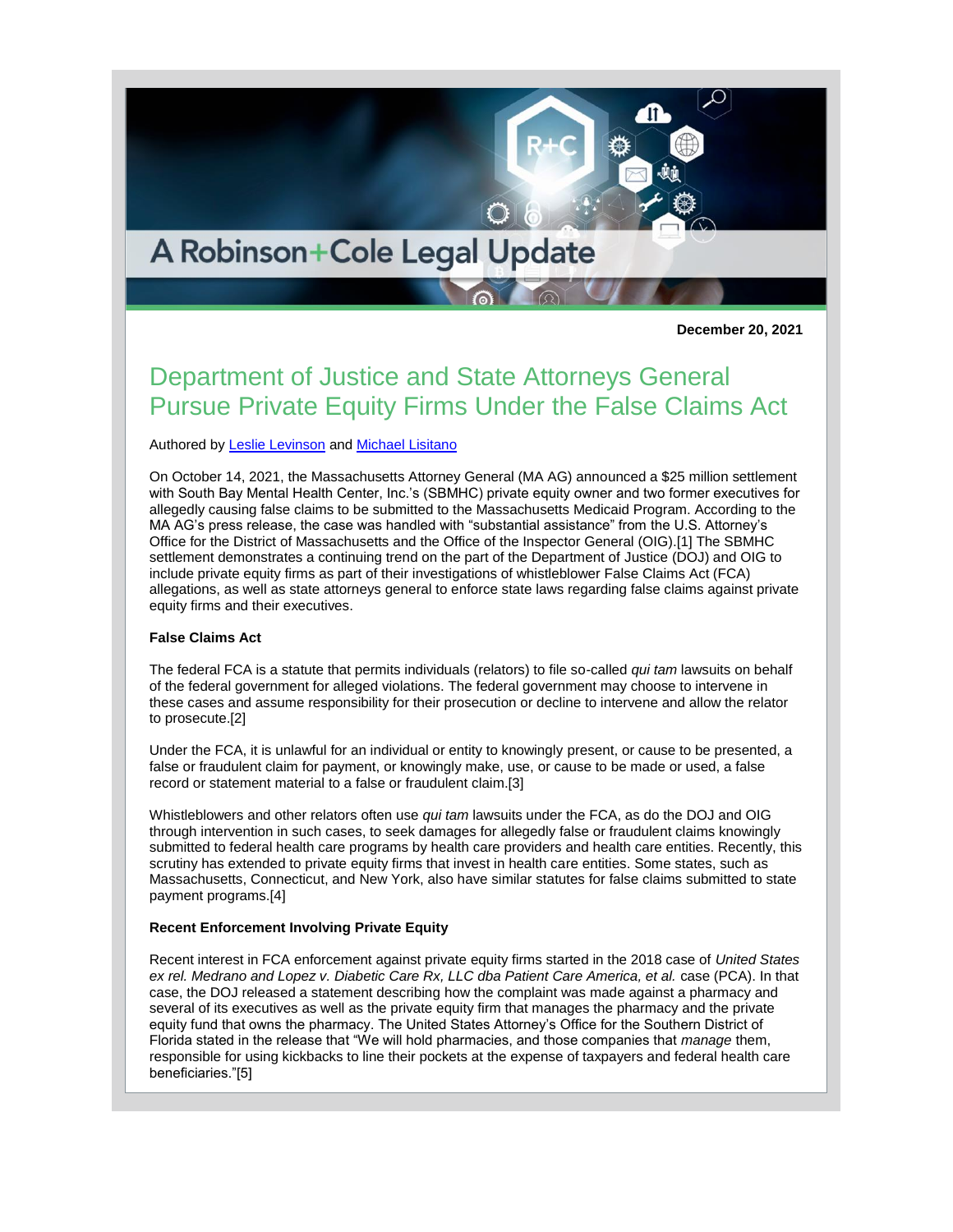A Robinson+Cole Legal Update

**December 20, 2021**

# Department of Justice and State Attorneys General Pursue Private Equity Firms Under the False Claims Act

Authored by Leslie Levinson and Michael Lisitano

On October 14, 2021, the Massachusetts Attorney General (MA AG) announced a $25 million settlement with South Bay Mental Health Center, Inc.'s (SBMHC) private equity owner and two former executives for allegedly causing false claims to be submitted to the Massachusetts Medicaid Program. According to the MA AG's press release, the case was handled with "substantial assistance" from the U.S. Attorney's Office for the District of Massachusetts and the Office of the Inspector General (OIG).[1] The SBMHC settlement demonstrates a continuing trend on the part of the Department of Justice (DOJ) and OIG to include private equity firms as part of their investigations of whistleblower False Claims Act (FCA) allegations, as well as state attorneys general to enforce state laws regarding false claims against private equity firms and their executives.

**False Claims Act**

The federal FCA is a statute that permits individuals (relators) to file so-called *qui tam* lawsuits on behalf of the federal government for alleged violations. The federal government may choose to intervene in these cases and assume responsibility for their prosecution or decline to intervene and allow the relator to prosecute.[2]

Under the FCA, it is unlawful for an individual or entity to knowingly present, or cause to be presented, a false or fraudulent claim for payment, or knowingly make, use, or cause to be made or used, a false record or statement material to a false or fraudulent claim.[3]

Whistleblowers and other relators often use *qui tam* lawsuits under the FCA, as do the DOJ and OIG through intervention in such cases, to seek damages for allegedly false or fraudulent claims knowingly submitted to federal health care programs by health care providers and health care entities. Recently, this scrutiny has extended to private equity firms that invest in health care entities. Some states, such as Massachusetts, Connecticut, and New York, also have similar statutes for false claims submitted to state payment programs.[4]

**Recent Enforcement Involving Private Equity**

Recent interest in FCA enforcement against private equity firms started in the 2018 case of *United States ex rel. Medrano and Lopez v. Diabetic Care Rx, LLC dba Patient Care America, et al.* case (PCA). In that case, the DOJ released a statement describing how the complaint was made against a pharmacy and several of its executives as well as the private equity firm that manages the pharmacy and the private equity fund that owns the pharmacy. The United States Attorney's Office for the Southern District of Florida stated in the release that "We will hold pharmacies, and those companies that *manage* them, responsible for using kickbacks to line their pockets at the expense of taxpayers and federal health care beneficiaries."[5]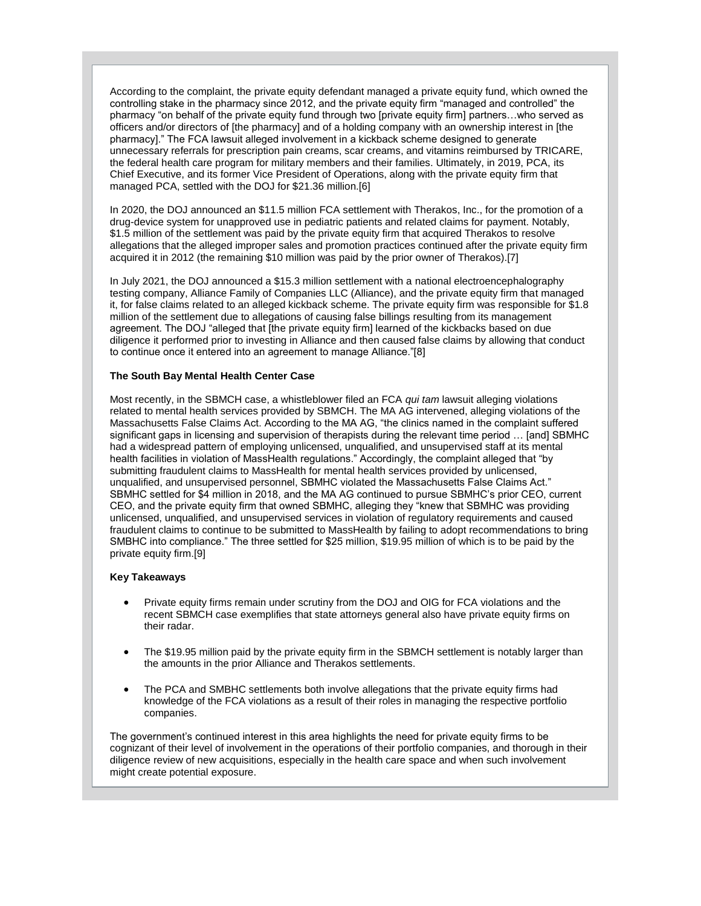According to the complaint, the private equity defendant managed a private equity fund, which owned the controlling stake in the pharmacy since 2012, and the private equity firm "managed and controlled" the pharmacy "on behalf of the private equity fund through two [private equity firm] partners…who served as officers and/or directors of [the pharmacy] and of a holding company with an ownership interest in [the pharmacy]." The FCA lawsuit alleged involvement in a kickback scheme designed to generate unnecessary referrals for prescription pain creams, scar creams, and vitamins reimbursed by TRICARE, the federal health care program for military members and their families. Ultimately, in 2019, PCA, its Chief Executive, and its former Vice President of Operations, along with the private equity firm that managed PCA, settled with the DOJ for $21.36 million.[6]

In 2020, the DOJ announced an $11.5 million FCA settlement with Therakos, Inc., for the promotion of a drug-device system for unapproved use in pediatric patients and related claims for payment. Notably, $1.5 million of the settlement was paid by the private equity firm that acquired Therakos to resolve allegations that the alleged improper sales and promotion practices continued after the private equity firm acquired it in 2012 (the remaining $10 million was paid by the prior owner of Therakos).[7]

In July 2021, the DOJ announced a $15.3 million settlement with a national electroencephalography testing company, Alliance Family of Companies LLC (Alliance), and the private equity firm that managed it, for false claims related to an alleged kickback scheme. The private equity firm was responsible for $1.8 million of the settlement due to allegations of causing false billings resulting from its management agreement. The DOJ "alleged that [the private equity firm] learned of the kickbacks based on due diligence it performed prior to investing in Alliance and then caused false claims by allowing that conduct to continue once it entered into an agreement to manage Alliance."[8]

**The South Bay Mental Health Center Case**

Most recently, in the SBMCH case, a whistleblower filed an FCA *qui tam* lawsuit alleging violations related to mental health services provided by SBMCH. The MA AG intervened, alleging violations of the Massachusetts False Claims Act. According to the MA AG, "the clinics named in the complaint suffered significant gaps in licensing and supervision of therapists during the relevant time period … [and] SBMHC had a widespread pattern of employing unlicensed, unqualified, and unsupervised staff at its mental health facilities in violation of MassHealth regulations." Accordingly, the complaint alleged that "by submitting fraudulent claims to MassHealth for mental health services provided by unlicensed, unqualified, and unsupervised personnel, SBMHC violated the Massachusetts False Claims Act." SBMHC settled for $4 million in 2018, and the MA AG continued to pursue SBMHC's prior CEO, current CEO, and the private equity firm that owned SBMHC, alleging they "knew that SBMHC was providing unlicensed, unqualified, and unsupervised services in violation of regulatory requirements and caused fraudulent claims to continue to be submitted to MassHealth by failing to adopt recommendations to bring SMBHC into compliance." The three settled for $25 million, $19.95 million of which is to be paid by the private equity firm.[9]

**Key Takeaways**

- Private equity firms remain under scrutiny from the DOJ and OIG for FCA violations and the recent SBMCH case exemplifies that state attorneys general also have private equity firms on their radar.
- The $19.95 million paid by the private equity firm in the SBMCH settlement is notably larger than the amounts in the prior Alliance and Therakos settlements.
- The PCA and SMBHC settlements both involve allegations that the private equity firms had knowledge of the FCA violations as a result of their roles in managing the respective portfolio companies.

The government's continued interest in this area highlights the need for private equity firms to be cognizant of their level of involvement in the operations of their portfolio companies, and thorough in their diligence review of new acquisitions, especially in the health care space and when such involvement might create potential exposure.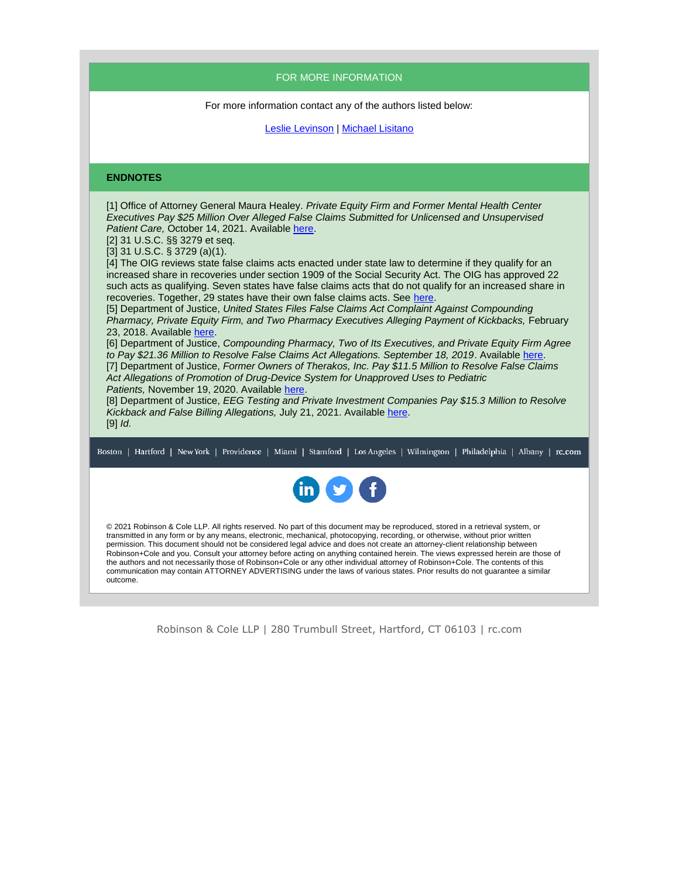## FOR MORE INFORMATION

For more information contact any of the authors listed below:

Leslie Levinson | Michael Lisitano

## ENDNOTES

[1] Office of Attorney General Maura Healey. *Private Equity Firm and Former Mental Health Center Executives Pay $25 Million Over Alleged False Claims Submitted for Unlicensed and Unsupervised Patient Care,* October 14, 2021. Available here.
[2] 31 U.S.C. §§ 3279 et seq.
[3] 31 U.S.C. § 3729 (a)(1).
[4] The OIG reviews state false claims acts enacted under state law to determine if they qualify for an increased share in recoveries under section 1909 of the Social Security Act. The OIG has approved 22 such acts as qualifying. Seven states have false claims acts that do not qualify for an increased share in recoveries. Together, 29 states have their own false claims acts. See here.
[5] Department of Justice, *United States Files False Claims Act Complaint Against Compounding Pharmacy, Private Equity Firm, and Two Pharmacy Executives Alleging Payment of Kickbacks,* February 23, 2018. Available here.
[6] Department of Justice, *Compounding Pharmacy, Two of Its Executives, and Private Equity Firm Agree to Pay $21.36 Million to Resolve False Claims Act Allegations. September 18, 2019*. Available here.
[7] Department of Justice, *Former Owners of Therakos, Inc. Pay $11.5 Million to Resolve False Claims Act Allegations of Promotion of Drug-Device System for Unapproved Uses to Pediatric Patients,* November 19, 2020. Available here.
[8] Department of Justice, *EEG Testing and Private Investment Companies Pay $15.3 Million to Resolve Kickback and False Billing Allegations,* July 21, 2021. Available here.
[9] *Id.*

Boston | Hartford | New York | Providence | Miami | Stamford | Los Angeles | Wilmington | Philadelphia | Albany | rc.com

© 2021 Robinson & Cole LLP. All rights reserved. No part of this document may be reproduced, stored in a retrieval system, or transmitted in any form or by any means, electronic, mechanical, photocopying, recording, or otherwise, without prior written permission. This document should not be considered legal advice and does not create an attorney-client relationship between Robinson+Cole and you. Consult your attorney before acting on anything contained herein. The views expressed herein are those of the authors and not necessarily those of Robinson+Cole or any other individual attorney of Robinson+Cole. The contents of this communication may contain ATTORNEY ADVERTISING under the laws of various states. Prior results do not guarantee a similar outcome.

Robinson & Cole LLP | 280 Trumbull Street, Hartford, CT 06103 | rc.com